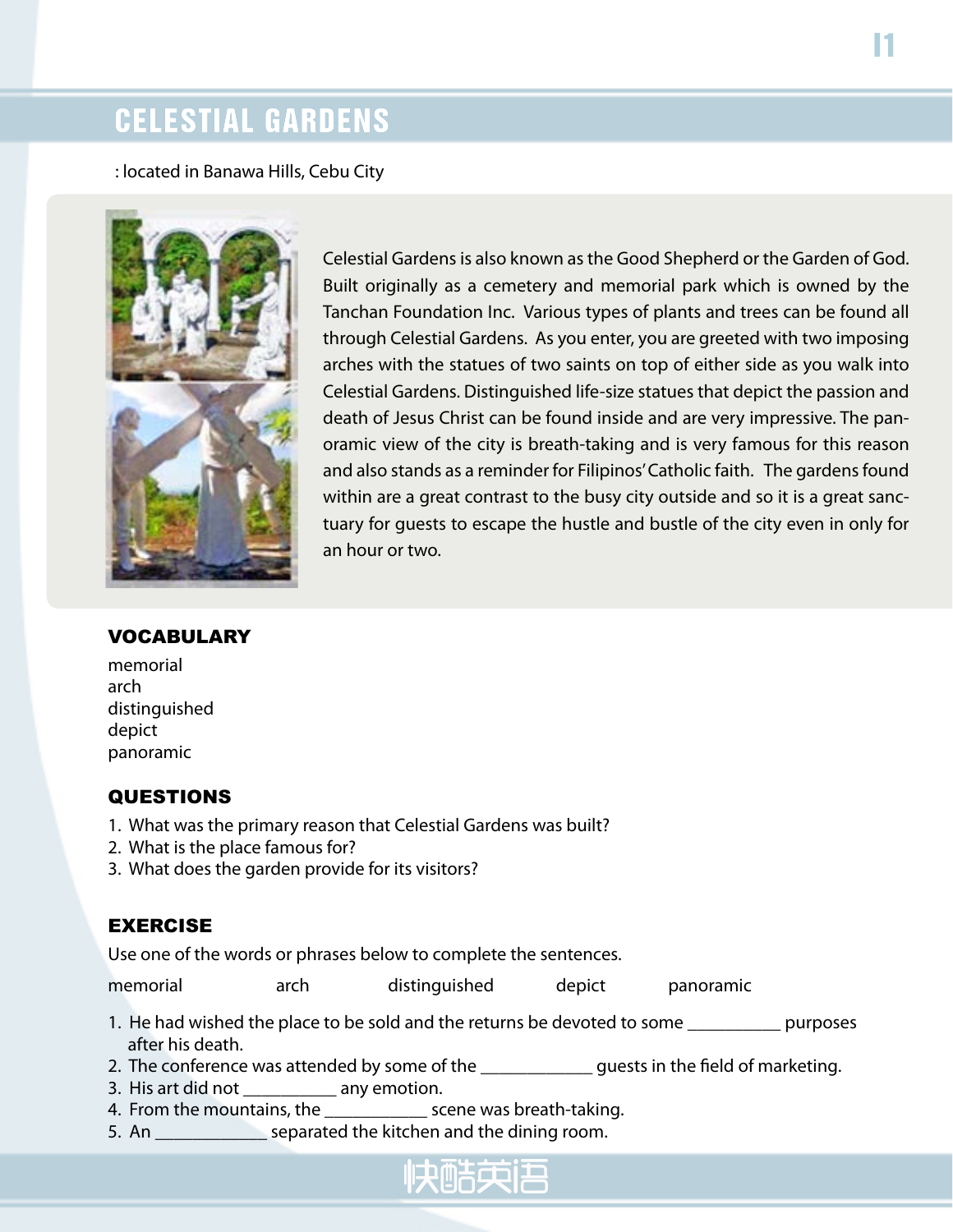# CELESTIAL GARDENS

: located in Banawa Hills, Cebu City

Celestial Gardens is also known as the Good Shepherd or the Garden of God. Built originally as a cemetery and memorial park which is owned by the Tanchan Foundation Inc. Various types of plants and trees can be found all through Celestial Gardens. As you enter, you are greeted with two imposing arches with the statues of two saints on top of either side as you walk into Celestial Gardens. Distinguished life-size statues that depict the passion and death of Jesus Christ can be found inside and are very impressive. The panoramic view of the city is breath-taking and is very famous for this reason and also stands as a reminder for Filipinos' Catholic faith. The gardens found within are a great contrast to the busy city outside and so it is a great sanctuary for guests to escape the hustle and bustle of the city even in only for an hour or two.

## VOCABULARY

memorial
arch
distinguished
depict
panoramic

## QUESTIONS

1. What was the primary reason that Celestial Gardens was built?
2. What is the place famous for?
3. What does the garden provide for its visitors?

## EXERCISE

Use one of the words or phrases below to complete the sentences.

memorial    arch    distinguished    depict    panoramic

1. He had wished the place to be sold and the returns be devoted to some __________ purposes after his death.
2. The conference was attended by some of the ____________ guests in the field of marketing.
3. His art did not __________ any emotion.
4. From the mountains, the ___________ scene was breath-taking.
5. An ____________ separated the kitchen and the dining room.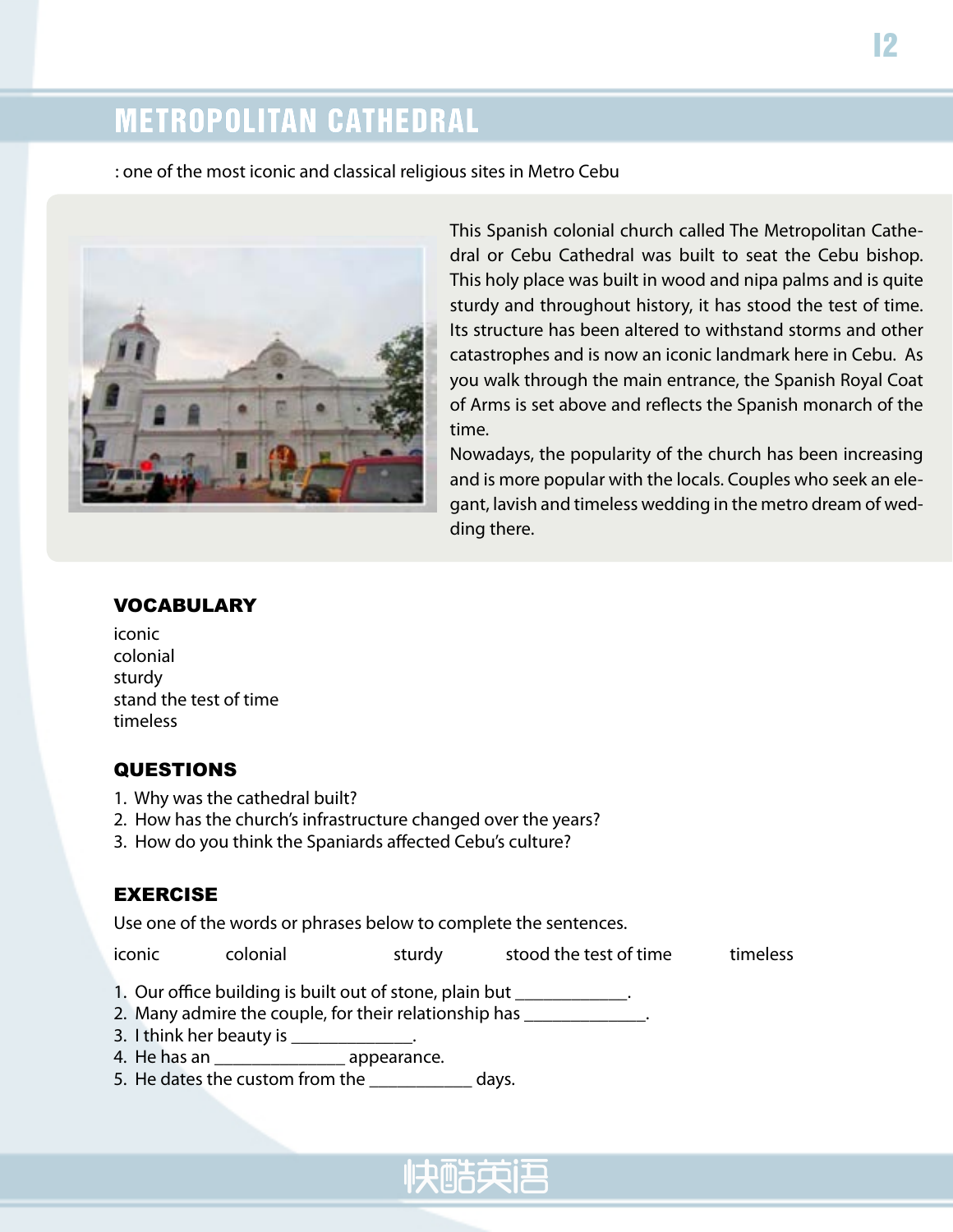# METROPOLITAN CATHEDRAL

: one of the most iconic and classical religious sites in Metro Cebu

This Spanish colonial church called The Metropolitan Cathedral or Cebu Cathedral was built to seat the Cebu bishop. This holy place was built in wood and nipa palms and is quite sturdy and throughout history, it has stood the test of time. Its structure has been altered to withstand storms and other catastrophes and is now an iconic landmark here in Cebu. As you walk through the main entrance, the Spanish Royal Coat of Arms is set above and reflects the Spanish monarch of the time.

Nowadays, the popularity of the church has been increasing and is more popular with the locals. Couples who seek an elegant, lavish and timeless wedding in the metro dream of wedding there.

## VOCABULARY

iconic
colonial
sturdy
stand the test of time
timeless

## QUESTIONS

1. Why was the cathedral built?
2. How has the church's infrastructure changed over the years?
3. How do you think the Spaniards affected Cebu's culture?

## EXERCISE

Use one of the words or phrases below to complete the sentences.

iconic colonial sturdy stood the test of time timeless

1. Our office building is built out of stone, plain but ____________.
2. Many admire the couple, for their relationship has _____________.
3. I think her beauty is _____________.
4. He has an _______________ appearance.
5. He dates the custom from the ___________ days.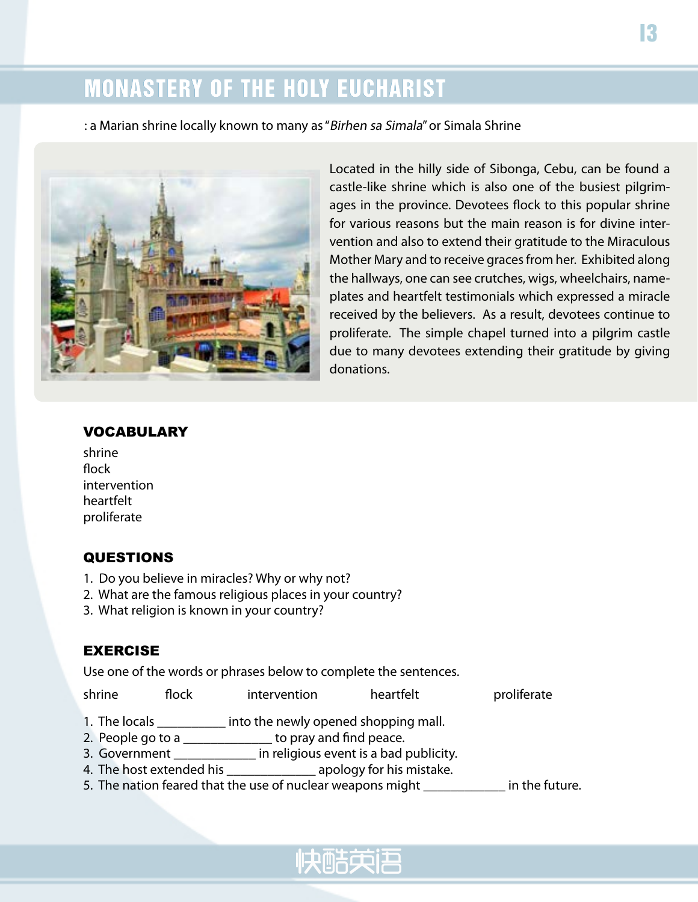# MONASTERY OF THE HOLY EUCHARIST

: a Marian shrine locally known to many as "*Birhen sa Simala*" or Simala Shrine

Located in the hilly side of Sibonga, Cebu, can be found a castle-like shrine which is also one of the busiest pilgrimages in the province. Devotees flock to this popular shrine for various reasons but the main reason is for divine intervention and also to extend their gratitude to the Miraculous Mother Mary and to receive graces from her. Exhibited along the hallways, one can see crutches, wigs, wheelchairs, nameplates and heartfelt testimonials which expressed a miracle received by the believers. As a result, devotees continue to proliferate. The simple chapel turned into a pilgrim castle due to many devotees extending their gratitude by giving donations.

## VOCABULARY

shrine
flock
intervention
heartfelt
proliferate

## QUESTIONS

1. Do you believe in miracles? Why or why not?
2. What are the famous religious places in your country?
3. What religion is known in your country?

## EXERCISE

Use one of the words or phrases below to complete the sentences.

shrine flock intervention heartfelt proliferate

1. The locals __________ into the newly opened shopping mall.
2. People go to a _____________ to pray and find peace.
3. Government ____________ in religious event is a bad publicity.
4. The host extended his _____________ apology for his mistake.
5. The nation feared that the use of nuclear weapons might ____________ in the future.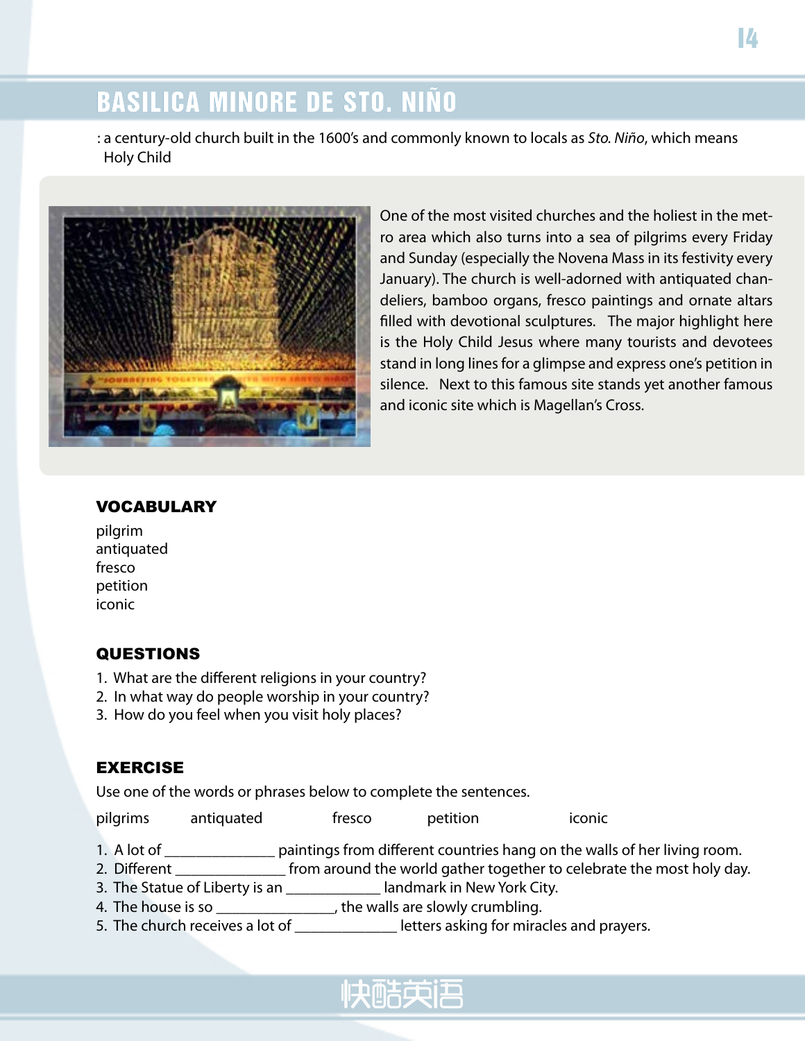# BASILICA MINORE DE STO. NIÑO

: a century-old church built in the 1600's and commonly known to locals as *Sto. Niño*, which means Holy Child

One of the most visited churches and the holiest in the metro area which also turns into a sea of pilgrims every Friday and Sunday (especially the Novena Mass in its festivity every January). The church is well-adorned with antiquated chandeliers, bamboo organs, fresco paintings and ornate altars filled with devotional sculptures. The major highlight here is the Holy Child Jesus where many tourists and devotees stand in long lines for a glimpse and express one's petition in silence. Next to this famous site stands yet another famous and iconic site which is Magellan's Cross.

## VOCABULARY

pilgrim
antiquated
fresco
petition
iconic

## QUESTIONS

1. What are the different religions in your country?
2. In what way do people worship in your country?
3. How do you feel when you visit holy places?

## EXERCISE

Use one of the words or phrases below to complete the sentences.

pilgrims    antiquated    fresco    petition    iconic

1. A lot of ______________ paintings from different countries hang on the walls of her living room.
2. Different ______________ from around the world gather together to celebrate the most holy day.
3. The Statue of Liberty is an ____________ landmark in New York City.
4. The house is so _______________, the walls are slowly crumbling.
5. The church receives a lot of _____________ letters asking for miracles and prayers.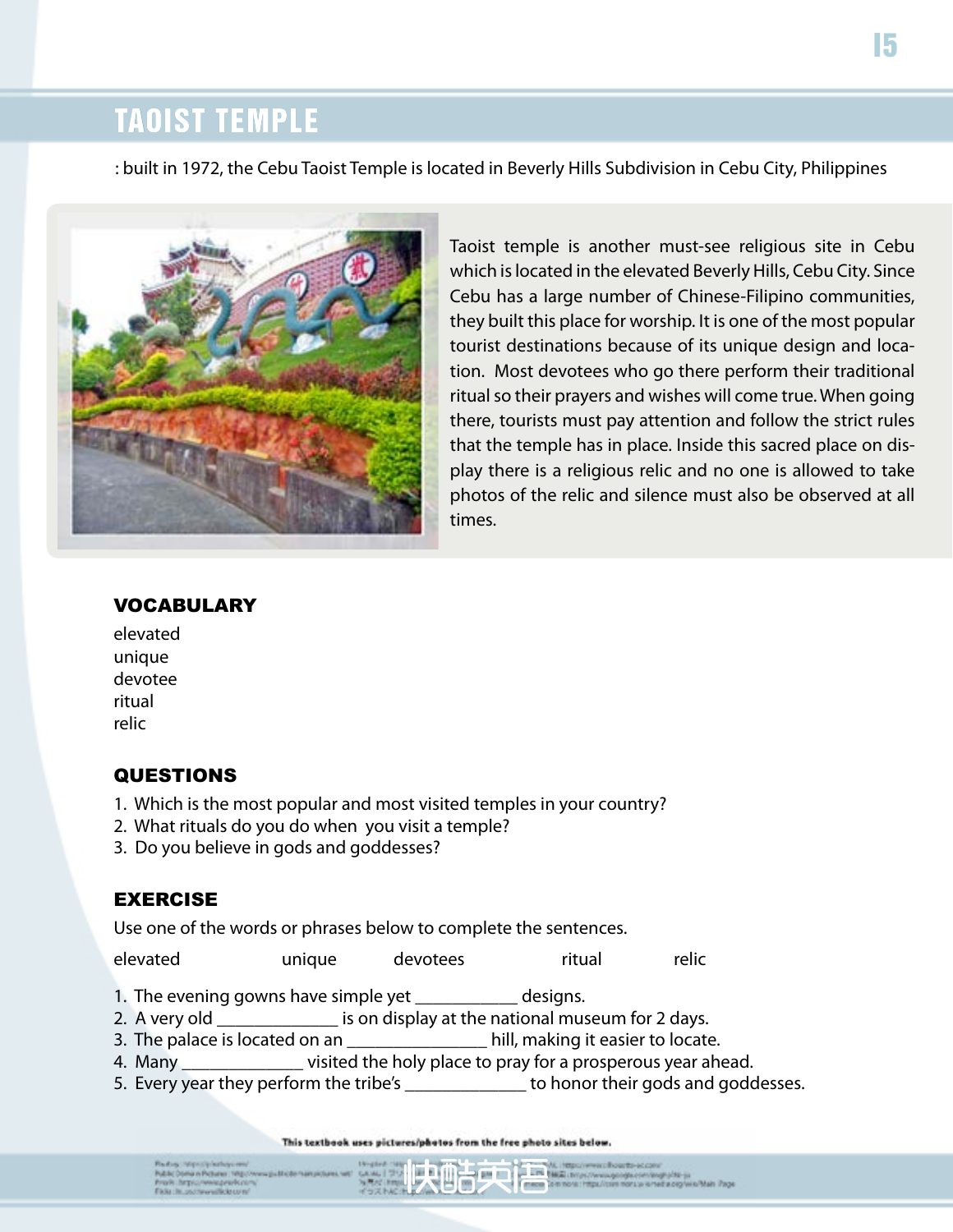# TAOIST TEMPLE

: built in 1972, the Cebu Taoist Temple is located in Beverly Hills Subdivision in Cebu City, Philippines

Taoist temple is another must-see religious site in Cebu which is located in the elevated Beverly Hills, Cebu City. Since Cebu has a large number of Chinese-Filipino communities, they built this place for worship. It is one of the most popular tourist destinations because of its unique design and location. Most devotees who go there perform their traditional ritual so their prayers and wishes will come true. When going there, tourists must pay attention and follow the strict rules that the temple has in place. Inside this sacred place on display there is a religious relic and no one is allowed to take photos of the relic and silence must also be observed at all times.

## VOCABULARY

elevated
unique
devotee
ritual
relic

## QUESTIONS

1. Which is the most popular and most visited temples in your country?
2. What rituals do you do when you visit a temple?
3. Do you believe in gods and goddesses?

## EXERCISE

Use one of the words or phrases below to complete the sentences.

elevated unique devotees ritual relic

1. The evening gowns have simple yet ___________ designs.
2. A very old _____________ is on display at the national museum for 2 days.
3. The palace is located on an _______________ hill, making it easier to locate.
4. Many _____________ visited the holy place to pray for a prosperous year ahead.
5. Every year they perform the tribe's _____________ to honor their gods and goddesses.

This textbook uses pictures/photos from the free photo sites below.